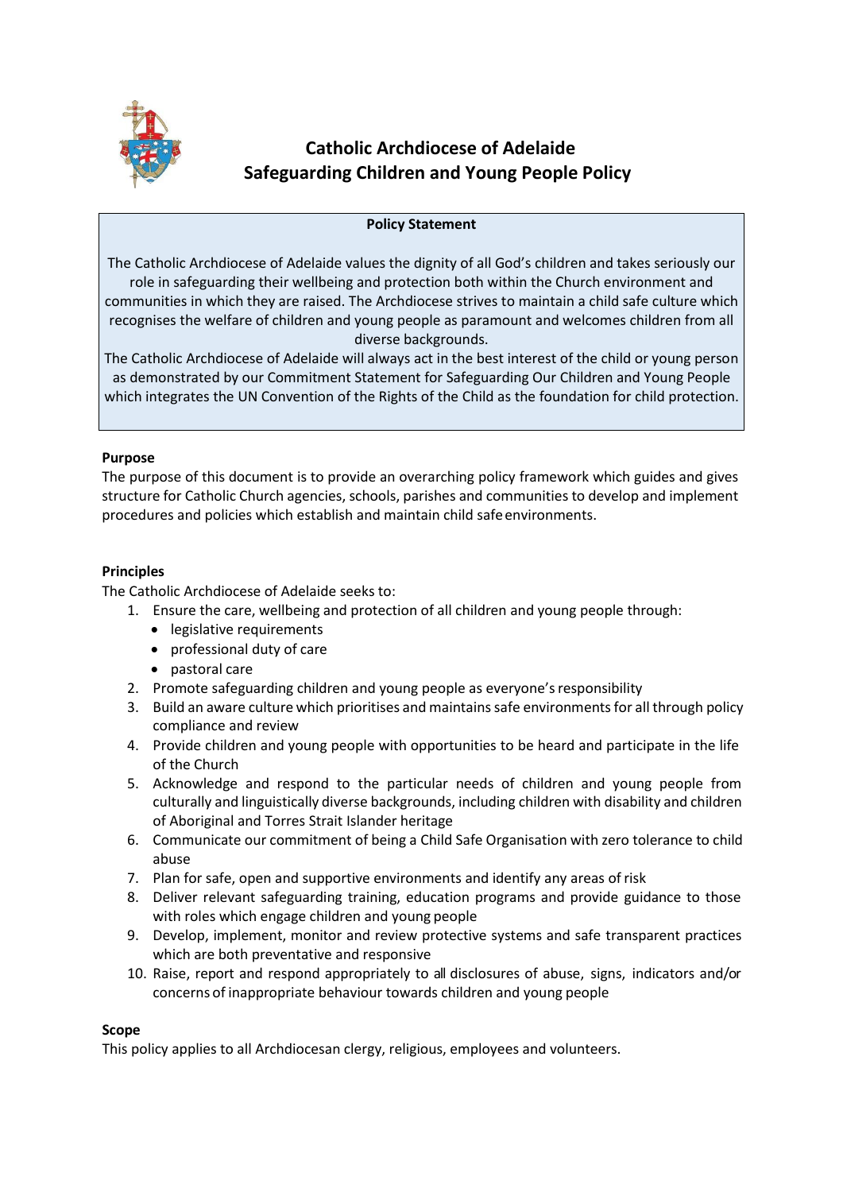# Catholic Archdiocese of Adelaide
# Safeguarding Children and Young People Policy

**Policy Statement**

The Catholic Archdiocese of Adelaide values the dignity of all God's children and takes seriously our role in safeguarding their wellbeing and protection both within the Church environment and communities in which they are raised. The Archdiocese strives to maintain a child safe culture which recognises the welfare of children and young people as paramount and welcomes children from all diverse backgrounds.

The Catholic Archdiocese of Adelaide will always act in the best interest of the child or young person as demonstrated by our Commitment Statement for Safeguarding Our Children and Young People which integrates the UN Convention of the Rights of the Child as the foundation for child protection.

**Purpose**

The purpose of this document is to provide an overarching policy framework which guides and gives structure for Catholic Church agencies, schools, parishes and communities to develop and implement procedures and policies which establish and maintain child safe environments.

**Principles**

The Catholic Archdiocese of Adelaide seeks to:

1. Ensure the care, wellbeing and protection of all children and young people through:
   - legislative requirements
   - professional duty of care
   - pastoral care
2. Promote safeguarding children and young people as everyone's responsibility
3. Build an aware culture which prioritises and maintains safe environments for all through policy compliance and review
4. Provide children and young people with opportunities to be heard and participate in the life of the Church
5. Acknowledge and respond to the particular needs of children and young people from culturally and linguistically diverse backgrounds, including children with disability and children of Aboriginal and Torres Strait Islander heritage
6. Communicate our commitment of being a Child Safe Organisation with zero tolerance to child abuse
7. Plan for safe, open and supportive environments and identify any areas of risk
8. Deliver relevant safeguarding training, education programs and provide guidance to those with roles which engage children and young people
9. Develop, implement, monitor and review protective systems and safe transparent practices which are both preventative and responsive
10. Raise, report and respond appropriately to all disclosures of abuse, signs, indicators and/or concerns of inappropriate behaviour towards children and young people

**Scope**

This policy applies to all Archdiocesan clergy, religious, employees and volunteers.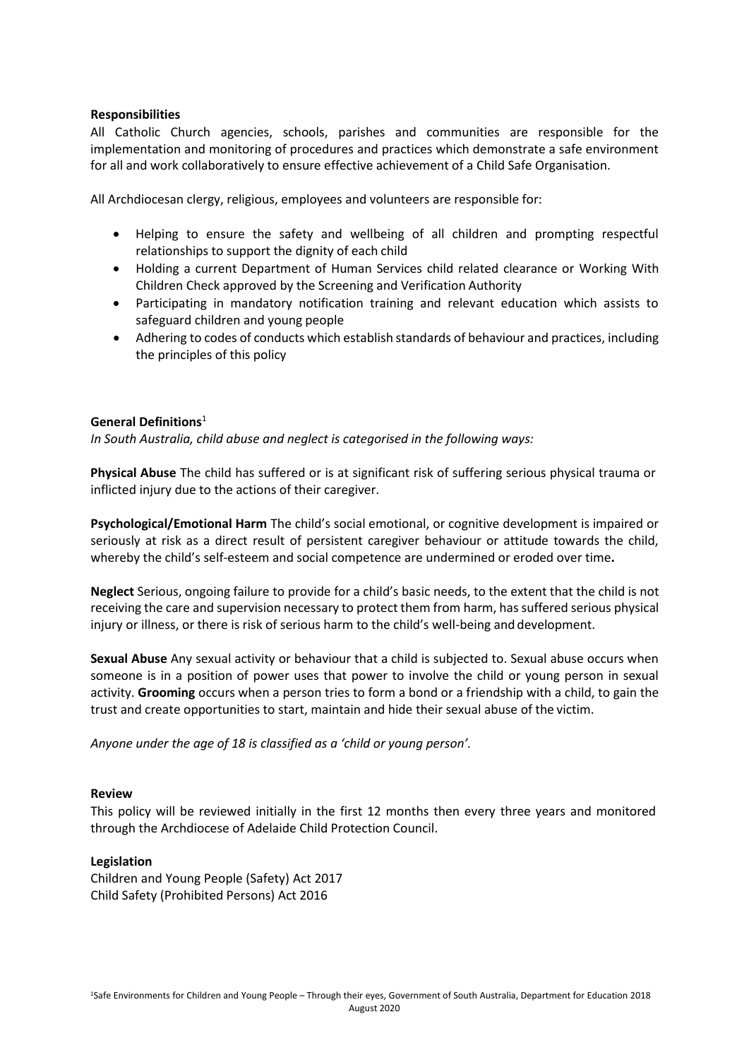**Responsibilities**

All Catholic Church agencies, schools, parishes and communities are responsible for the implementation and monitoring of procedures and practices which demonstrate a safe environment for all and work collaboratively to ensure effective achievement of a Child Safe Organisation.

All Archdiocesan clergy, religious, employees and volunteers are responsible for:

- Helping to ensure the safety and wellbeing of all children and prompting respectful relationships to support the dignity of each child
- Holding a current Department of Human Services child related clearance or Working With Children Check approved by the Screening and Verification Authority
- Participating in mandatory notification training and relevant education which assists to safeguard children and young people
- Adhering to codes of conducts which establish standards of behaviour and practices, including the principles of this policy

**General Definitions**[1]

*In South Australia, child abuse and neglect is categorised in the following ways:*

**Physical Abuse** The child has suffered or is at significant risk of suffering serious physical trauma or inflicted injury due to the actions of their caregiver.

**Psychological/Emotional Harm** The child's social emotional, or cognitive development is impaired or seriously at risk as a direct result of persistent caregiver behaviour or attitude towards the child, whereby the child's self-esteem and social competence are undermined or eroded over time**.**

**Neglect** Serious, ongoing failure to provide for a child's basic needs, to the extent that the child is not receiving the care and supervision necessary to protect them from harm, has suffered serious physical injury or illness, or there is risk of serious harm to the child's well-being and development.

**Sexual Abuse** Any sexual activity or behaviour that a child is subjected to. Sexual abuse occurs when someone is in a position of power uses that power to involve the child or young person in sexual activity. **Grooming** occurs when a person tries to form a bond or a friendship with a child, to gain the trust and create opportunities to start, maintain and hide their sexual abuse of the victim.

*Anyone under the age of 18 is classified as a 'child or young person'.*

**Review**

This policy will be reviewed initially in the first 12 months then every three years and monitored through the Archdiocese of Adelaide Child Protection Council.

**Legislation**

Children and Young People (Safety) Act 2017
Child Safety (Prohibited Persons) Act 2016

[1]Safe Environments for Children and Young People – Through their eyes, Government of South Australia, Department for Education 2018

August 2020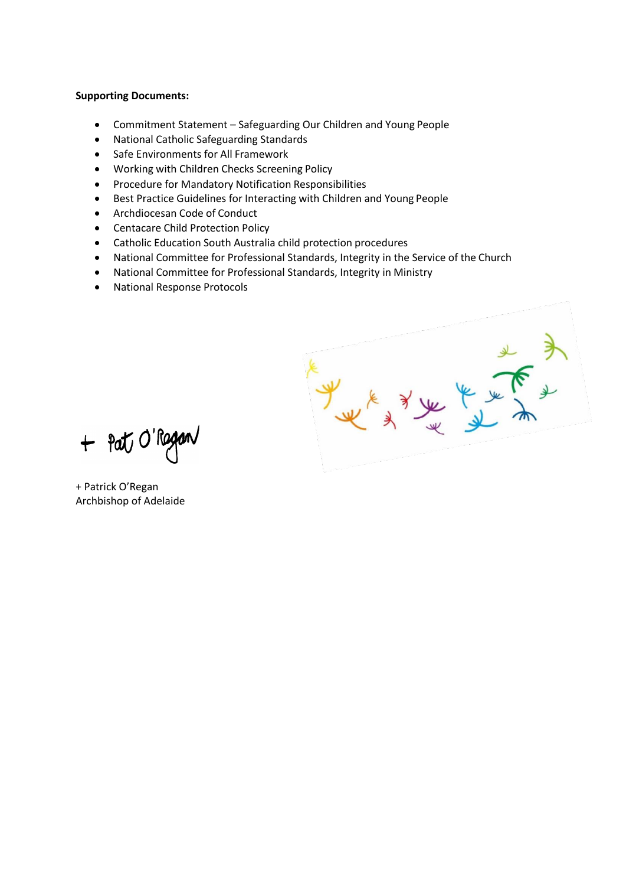**Supporting Documents:**

- Commitment Statement – Safeguarding Our Children and Young People
- National Catholic Safeguarding Standards
- Safe Environments for All Framework
- Working with Children Checks Screening Policy
- Procedure for Mandatory Notification Responsibilities
- Best Practice Guidelines for Interacting with Children and Young People
- Archdiocesan Code of Conduct
- Centacare Child Protection Policy
- Catholic Education South Australia child protection procedures
- National Committee for Professional Standards, Integrity in the Service of the Church
- National Committee for Professional Standards, Integrity in Ministry
- National Response Protocols

+ Pat O'Regan

+ Patrick O'Regan
Archbishop of Adelaide